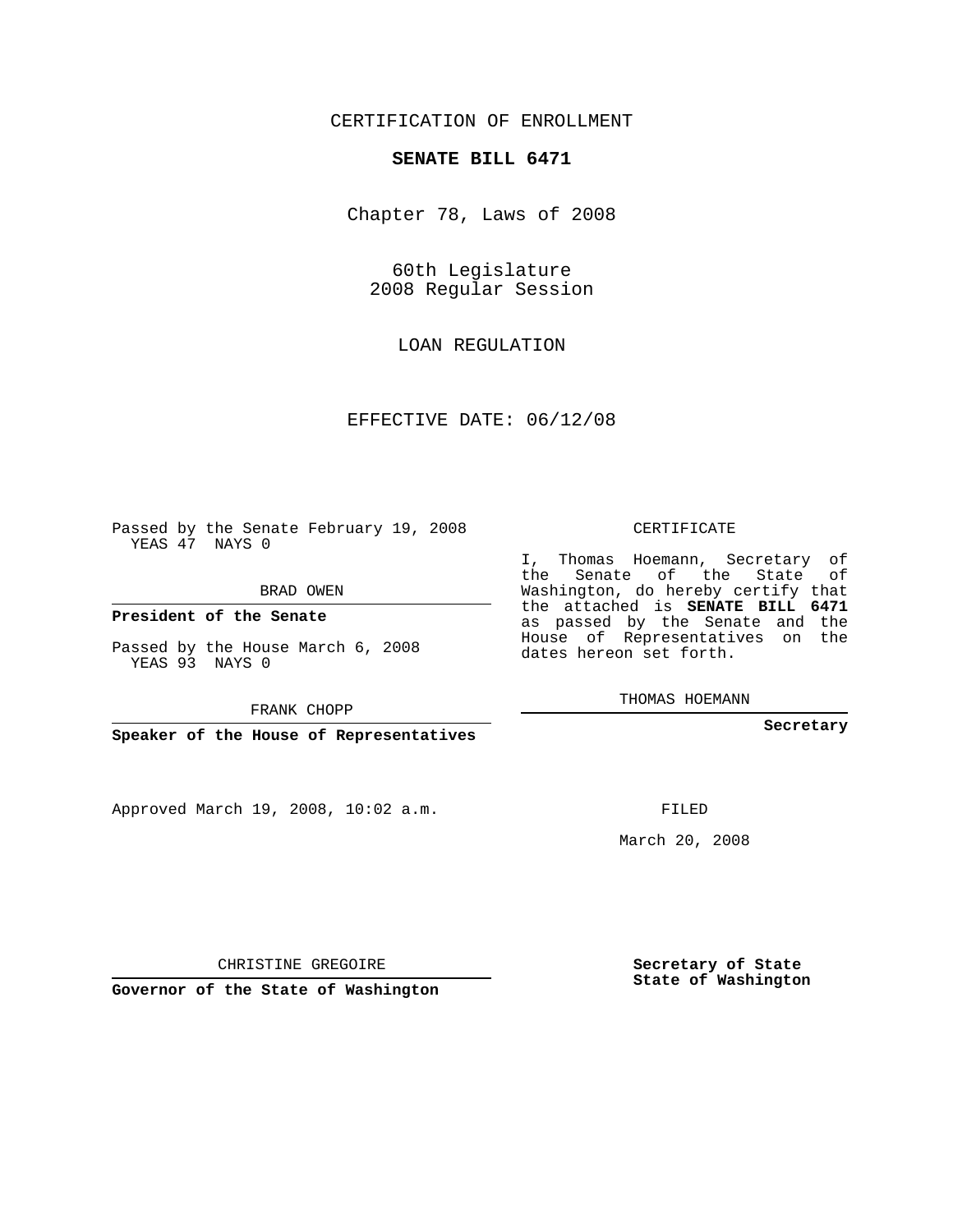CERTIFICATION OF ENROLLMENT

**SENATE BILL 6471**

Chapter 78, Laws of 2008

60th Legislature
2008 Regular Session

LOAN REGULATION

EFFECTIVE DATE: 06/12/08

Passed by the Senate February 19, 2008
YEAS 47 NAYS 0

BRAD OWEN

**President of the Senate**

Passed by the House March 6, 2008
YEAS 93 NAYS 0

FRANK CHOPP

**Speaker of the House of Representatives**

CERTIFICATE

I, Thomas Hoemann, Secretary of the Senate of the State of Washington, do hereby certify that the attached is **SENATE BILL 6471** as passed by the Senate and the House of Representatives on the dates hereon set forth.

THOMAS HOEMANN

**Secretary**

Approved March 19, 2008, 10:02 a.m.

FILED

March 20, 2008

CHRISTINE GREGOIRE

**Governor of the State of Washington**

**Secretary of State**
**State of Washington**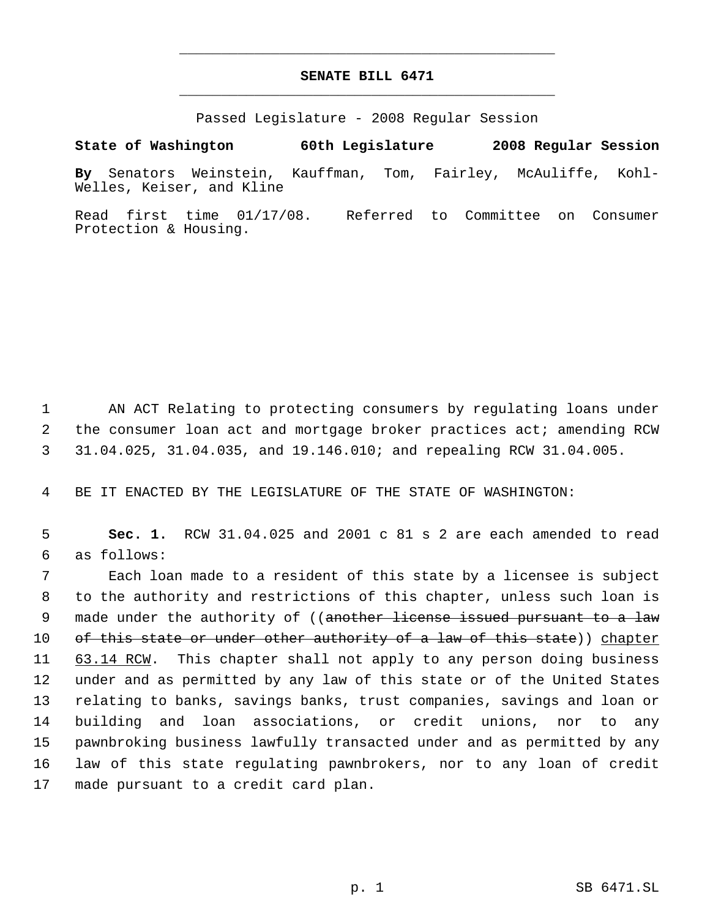# SENATE BILL 6471

Passed Legislature - 2008 Regular Session

**State of Washington 60th Legislature 2008 Regular Session**

**By** Senators Weinstein, Kauffman, Tom, Fairley, McAuliffe, Kohl-Welles, Keiser, and Kline

Read first time 01/17/08. Referred to Committee on Consumer Protection & Housing.

1 AN ACT Relating to protecting consumers by regulating loans under
2 the consumer loan act and mortgage broker practices act; amending RCW
3 31.04.025, 31.04.035, and 19.146.010; and repealing RCW 31.04.005.

4 BE IT ENACTED BY THE LEGISLATURE OF THE STATE OF WASHINGTON:

5 **Sec. 1.** RCW 31.04.025 and 2001 c 81 s 2 are each amended to read
6 as follows:

7 Each loan made to a resident of this state by a licensee is subject
8 to the authority and restrictions of this chapter, unless such loan is
9 made under the authority of ((~~another license issued pursuant to a law~~
10 ~~of this state or under other authority of a law of this state~~)) <u>chapter</u>
11 <u>63.14 RCW</u>. This chapter shall not apply to any person doing business
12 under and as permitted by any law of this state or of the United States
13 relating to banks, savings banks, trust companies, savings and loan or
14 building and loan associations, or credit unions, nor to any
15 pawnbroking business lawfully transacted under and as permitted by any
16 law of this state regulating pawnbrokers, nor to any loan of credit
17 made pursuant to a credit card plan.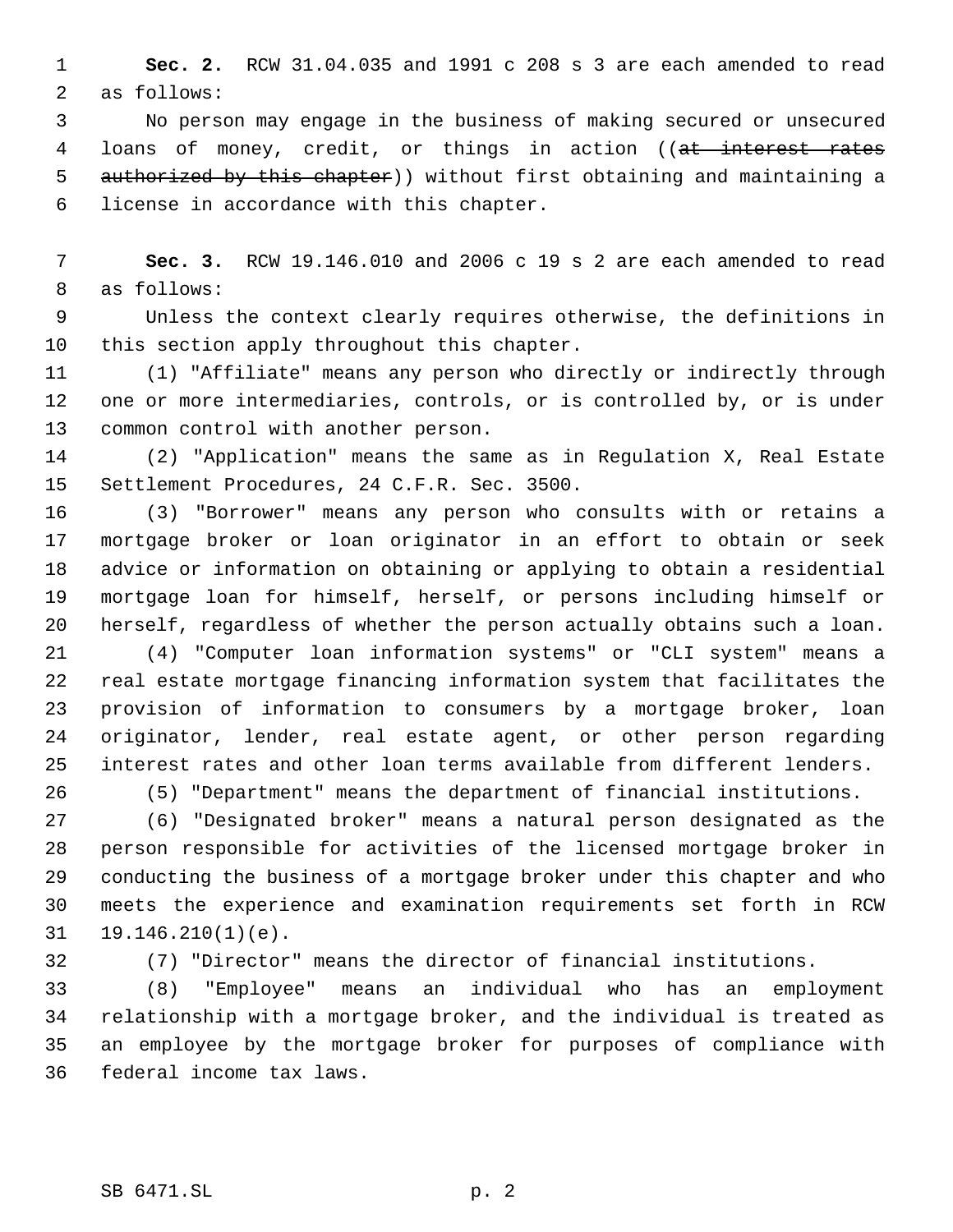**Sec. 2.** RCW 31.04.035 and 1991 c 208 s 3 are each amended to read as follows:

No person may engage in the business of making secured or unsecured loans of money, credit, or things in action ((~~at interest rates authorized by this chapter~~)) without first obtaining and maintaining a license in accordance with this chapter.

**Sec. 3.** RCW 19.146.010 and 2006 c 19 s 2 are each amended to read as follows:

Unless the context clearly requires otherwise, the definitions in this section apply throughout this chapter.

(1) "Affiliate" means any person who directly or indirectly through one or more intermediaries, controls, or is controlled by, or is under common control with another person.

(2) "Application" means the same as in Regulation X, Real Estate Settlement Procedures, 24 C.F.R. Sec. 3500.

(3) "Borrower" means any person who consults with or retains a mortgage broker or loan originator in an effort to obtain or seek advice or information on obtaining or applying to obtain a residential mortgage loan for himself, herself, or persons including himself or herself, regardless of whether the person actually obtains such a loan.

(4) "Computer loan information systems" or "CLI system" means a real estate mortgage financing information system that facilitates the provision of information to consumers by a mortgage broker, loan originator, lender, real estate agent, or other person regarding interest rates and other loan terms available from different lenders.

(5) "Department" means the department of financial institutions.

(6) "Designated broker" means a natural person designated as the person responsible for activities of the licensed mortgage broker in conducting the business of a mortgage broker under this chapter and who meets the experience and examination requirements set forth in RCW 19.146.210(1)(e).

(7) "Director" means the director of financial institutions.

(8) "Employee" means an individual who has an employment relationship with a mortgage broker, and the individual is treated as an employee by the mortgage broker for purposes of compliance with federal income tax laws.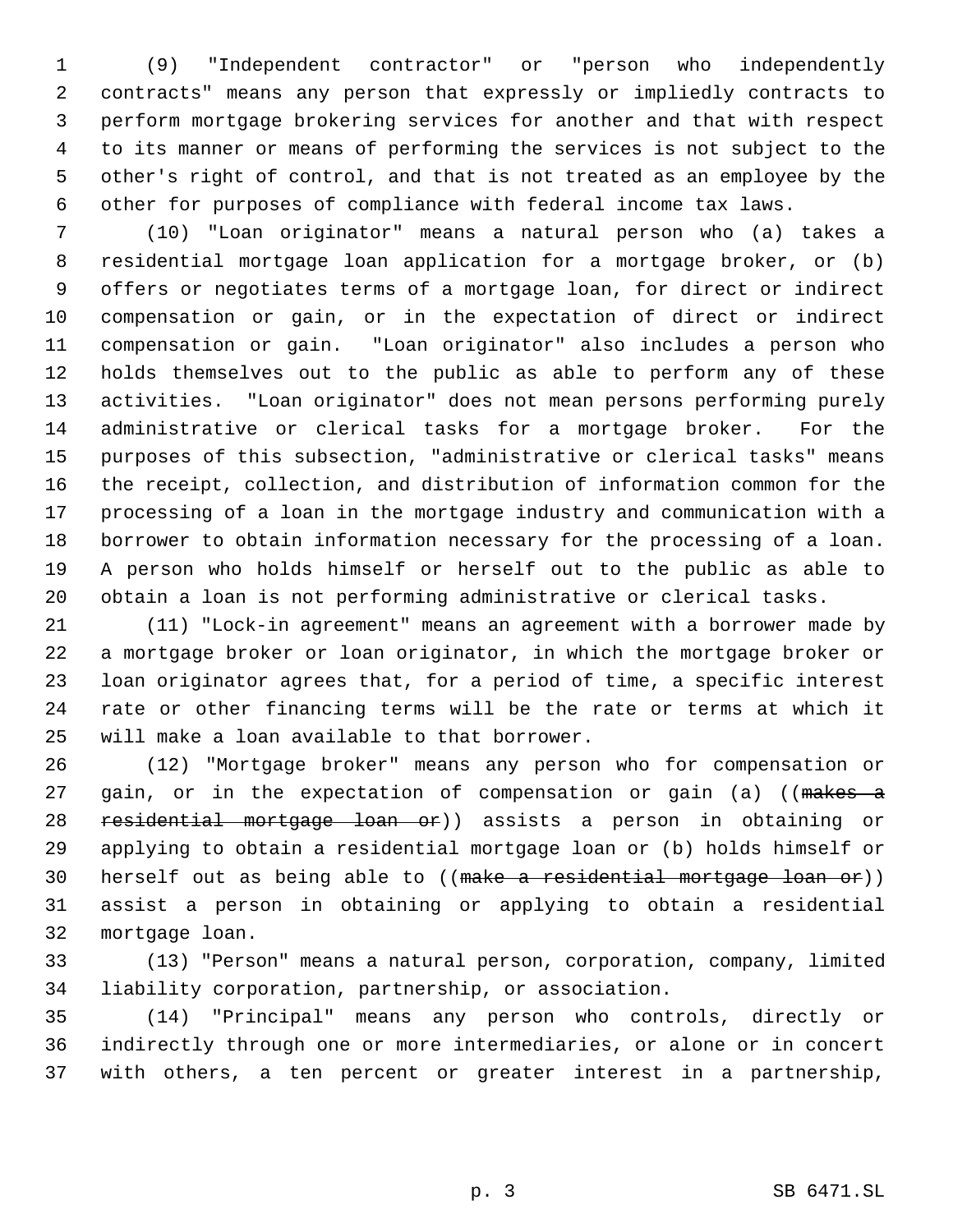(9) "Independent contractor" or "person who independently contracts" means any person that expressly or impliedly contracts to perform mortgage brokering services for another and that with respect to its manner or means of performing the services is not subject to the other's right of control, and that is not treated as an employee by the other for purposes of compliance with federal income tax laws.

(10) "Loan originator" means a natural person who (a) takes a residential mortgage loan application for a mortgage broker, or (b) offers or negotiates terms of a mortgage loan, for direct or indirect compensation or gain, or in the expectation of direct or indirect compensation or gain. "Loan originator" also includes a person who holds themselves out to the public as able to perform any of these activities. "Loan originator" does not mean persons performing purely administrative or clerical tasks for a mortgage broker. For the purposes of this subsection, "administrative or clerical tasks" means the receipt, collection, and distribution of information common for the processing of a loan in the mortgage industry and communication with a borrower to obtain information necessary for the processing of a loan. A person who holds himself or herself out to the public as able to obtain a loan is not performing administrative or clerical tasks.

(11) "Lock-in agreement" means an agreement with a borrower made by a mortgage broker or loan originator, in which the mortgage broker or loan originator agrees that, for a period of time, a specific interest rate or other financing terms will be the rate or terms at which it will make a loan available to that borrower.

(12) "Mortgage broker" means any person who for compensation or gain, or in the expectation of compensation or gain (a) ((~~makes a residential mortgage loan or~~)) assists a person in obtaining or applying to obtain a residential mortgage loan or (b) holds himself or herself out as being able to ((~~make a residential mortgage loan or~~)) assist a person in obtaining or applying to obtain a residential mortgage loan.

(13) "Person" means a natural person, corporation, company, limited liability corporation, partnership, or association.

(14) "Principal" means any person who controls, directly or indirectly through one or more intermediaries, or alone or in concert with others, a ten percent or greater interest in a partnership,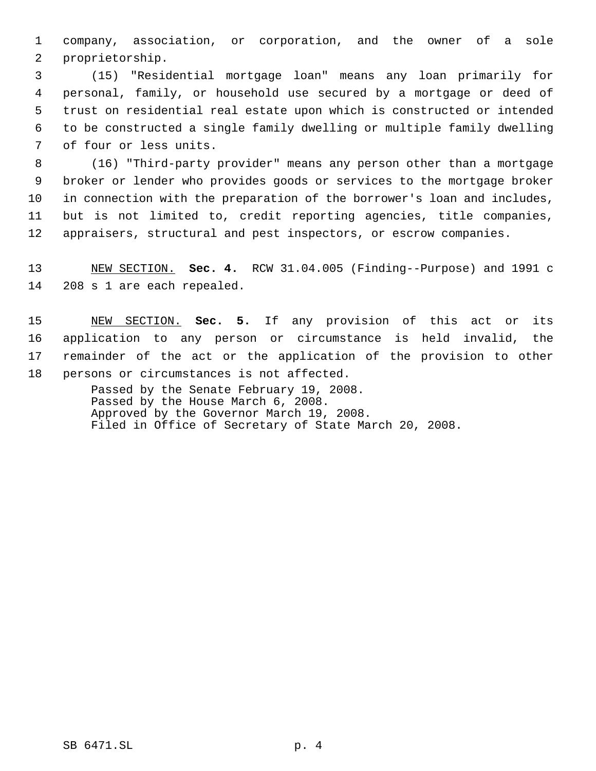company, association, or corporation, and the owner of a sole proprietorship.

(15) "Residential mortgage loan" means any loan primarily for personal, family, or household use secured by a mortgage or deed of trust on residential real estate upon which is constructed or intended to be constructed a single family dwelling or multiple family dwelling of four or less units.

(16) "Third-party provider" means any person other than a mortgage broker or lender who provides goods or services to the mortgage broker in connection with the preparation of the borrower's loan and includes, but is not limited to, credit reporting agencies, title companies, appraisers, structural and pest inspectors, or escrow companies.

NEW SECTION. **Sec. 4.** RCW 31.04.005 (Finding--Purpose) and 1991 c 208 s 1 are each repealed.

NEW SECTION. **Sec. 5.** If any provision of this act or its application to any person or circumstance is held invalid, the remainder of the act or the application of the provision to other persons or circumstances is not affected.

Passed by the Senate February 19, 2008.
Passed by the House March 6, 2008.
Approved by the Governor March 19, 2008.
Filed in Office of Secretary of State March 20, 2008.